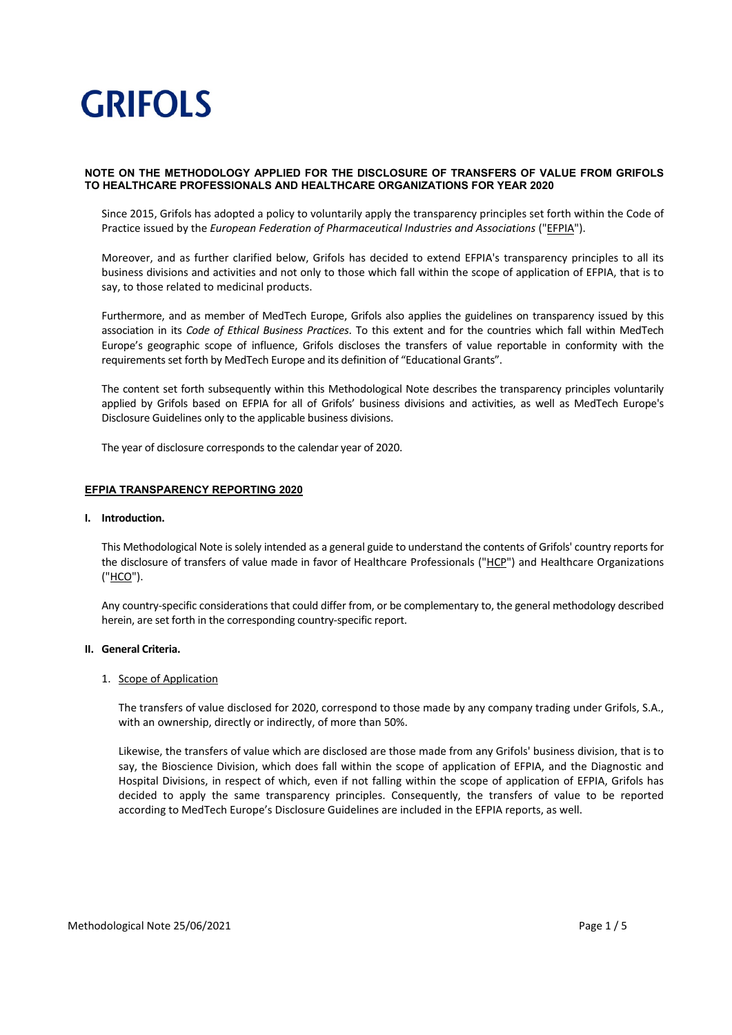# GRIFOLS

**NOTE ON THE METHODOLOGY APPLIED FOR THE DISCLOSURE OF TRANSFERS OF VALUE FROM GRIFOLS TO HEALTHCARE PROFESSIONALS AND HEALTHCARE ORGANIZATIONS FOR YEAR 2020**

Since 2015, Grifols has adopted a policy to voluntarily apply the transparency principles set forth within the Code of Practice issued by the *European Federation of Pharmaceutical Industries and Associations* ("EFPIA").

Moreover, and as further clarified below, Grifols has decided to extend EFPIA's transparency principles to all its business divisions and activities and not only to those which fall within the scope of application of EFPIA, that is to say, to those related to medicinal products.

Furthermore, and as member of MedTech Europe, Grifols also applies the guidelines on transparency issued by this association in its *Code of Ethical Business Practices*. To this extent and for the countries which fall within MedTech Europe's geographic scope of influence, Grifols discloses the transfers of value reportable in conformity with the requirements set forth by MedTech Europe and its definition of "Educational Grants".

The content set forth subsequently within this Methodological Note describes the transparency principles voluntarily applied by Grifols based on EFPIA for all of Grifols' business divisions and activities, as well as MedTech Europe's Disclosure Guidelines only to the applicable business divisions.

The year of disclosure corresponds to the calendar year of 2020.

## EFPIA TRANSPARENCY REPORTING 2020

### I. Introduction.

This Methodological Note is solely intended as a general guide to understand the contents of Grifols' country reports for the disclosure of transfers of value made in favor of Healthcare Professionals ("HCP") and Healthcare Organizations ("HCO").

Any country-specific considerations that could differ from, or be complementary to, the general methodology described herein, are set forth in the corresponding country-specific report.

### II. General Criteria.

1. Scope of Application

The transfers of value disclosed for 2020, correspond to those made by any company trading under Grifols, S.A., with an ownership, directly or indirectly, of more than 50%.

Likewise, the transfers of value which are disclosed are those made from any Grifols' business division, that is to say, the Bioscience Division, which does fall within the scope of application of EFPIA, and the Diagnostic and Hospital Divisions, in respect of which, even if not falling within the scope of application of EFPIA, Grifols has decided to apply the same transparency principles. Consequently, the transfers of value to be reported according to MedTech Europe's Disclosure Guidelines are included in the EFPIA reports, as well.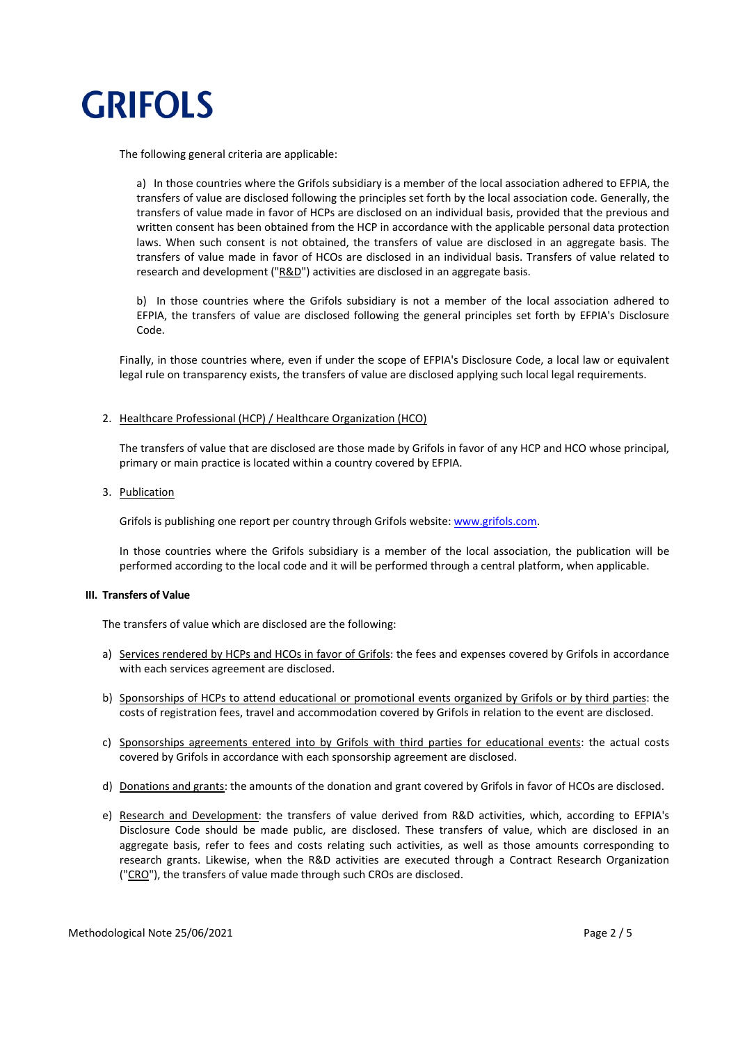The following general criteria are applicable:

a) In those countries where the Grifols subsidiary is a member of the local association adhered to EFPIA, the transfers of value are disclosed following the principles set forth by the local association code. Generally, the transfers of value made in favor of HCPs are disclosed on an individual basis, provided that the previous and written consent has been obtained from the HCP in accordance with the applicable personal data protection laws. When such consent is not obtained, the transfers of value are disclosed in an aggregate basis. The transfers of value made in favor of HCOs are disclosed in an individual basis. Transfers of value related to research and development ("R&D") activities are disclosed in an aggregate basis.

b) In those countries where the Grifols subsidiary is not a member of the local association adhered to EFPIA, the transfers of value are disclosed following the general principles set forth by EFPIA's Disclosure Code.

Finally, in those countries where, even if under the scope of EFPIA's Disclosure Code, a local law or equivalent legal rule on transparency exists, the transfers of value are disclosed applying such local legal requirements.

2. Healthcare Professional (HCP) / Healthcare Organization (HCO)

   The transfers of value that are disclosed are those made by Grifols in favor of any HCP and HCO whose principal, primary or main practice is located within a country covered by EFPIA.

3. Publication

   Grifols is publishing one report per country through Grifols website: www.grifols.com.

   In those countries where the Grifols subsidiary is a member of the local association, the publication will be performed according to the local code and it will be performed through a central platform, when applicable.

## III. Transfers of Value

The transfers of value which are disclosed are the following:

a) Services rendered by HCPs and HCOs in favor of Grifols: the fees and expenses covered by Grifols in accordance with each services agreement are disclosed.

b) Sponsorships of HCPs to attend educational or promotional events organized by Grifols or by third parties: the costs of registration fees, travel and accommodation covered by Grifols in relation to the event are disclosed.

c) Sponsorships agreements entered into by Grifols with third parties for educational events: the actual costs covered by Grifols in accordance with each sponsorship agreement are disclosed.

d) Donations and grants: the amounts of the donation and grant covered by Grifols in favor of HCOs are disclosed.

e) Research and Development: the transfers of value derived from R&D activities, which, according to EFPIA's Disclosure Code should be made public, are disclosed. These transfers of value, which are disclosed in an aggregate basis, refer to fees and costs relating such activities, as well as those amounts corresponding to research grants. Likewise, when the R&D activities are executed through a Contract Research Organization ("CRO"), the transfers of value made through such CROs are disclosed.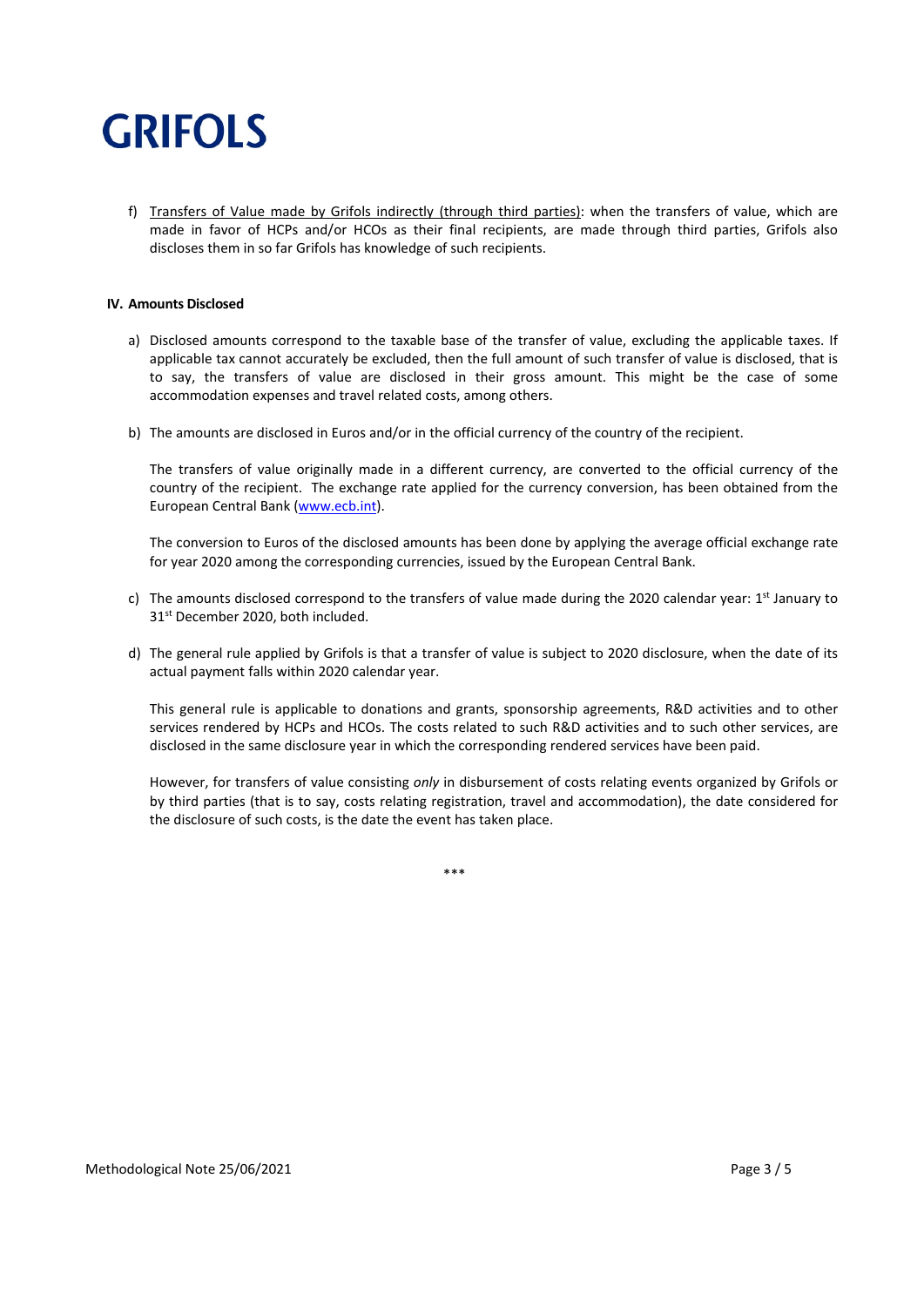f) Transfers of Value made by Grifols indirectly (through third parties): when the transfers of value, which are made in favor of HCPs and/or HCOs as their final recipients, are made through third parties, Grifols also discloses them in so far Grifols has knowledge of such recipients.

## IV. Amounts Disclosed

a) Disclosed amounts correspond to the taxable base of the transfer of value, excluding the applicable taxes. If applicable tax cannot accurately be excluded, then the full amount of such transfer of value is disclosed, that is to say, the transfers of value are disclosed in their gross amount. This might be the case of some accommodation expenses and travel related costs, among others.

b) The amounts are disclosed in Euros and/or in the official currency of the country of the recipient.

   The transfers of value originally made in a different currency, are converted to the official currency of the country of the recipient. The exchange rate applied for the currency conversion, has been obtained from the European Central Bank (www.ecb.int).

   The conversion to Euros of the disclosed amounts has been done by applying the average official exchange rate for year 2020 among the corresponding currencies, issued by the European Central Bank.

c) The amounts disclosed correspond to the transfers of value made during the 2020 calendar year: 1st January to 31st December 2020, both included.

d) The general rule applied by Grifols is that a transfer of value is subject to 2020 disclosure, when the date of its actual payment falls within 2020 calendar year.

   This general rule is applicable to donations and grants, sponsorship agreements, R&D activities and to other services rendered by HCPs and HCOs. The costs related to such R&D activities and to such other services, are disclosed in the same disclosure year in which the corresponding rendered services have been paid.

   However, for transfers of value consisting *only* in disbursement of costs relating events organized by Grifols or by third parties (that is to say, costs relating registration, travel and accommodation), the date considered for the disclosure of such costs, is the date the event has taken place.

***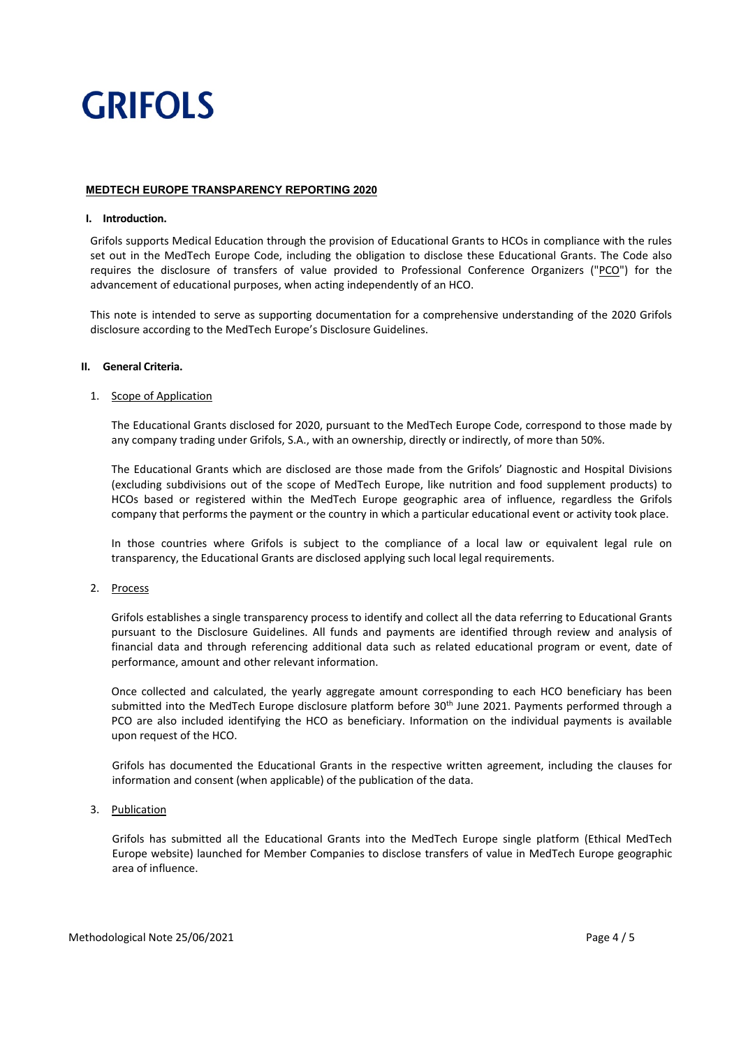# GRIFOLS

## MEDTECH EUROPE TRANSPARENCY REPORTING 2020

### I. Introduction.

Grifols supports Medical Education through the provision of Educational Grants to HCOs in compliance with the rules set out in the MedTech Europe Code, including the obligation to disclose these Educational Grants. The Code also requires the disclosure of transfers of value provided to Professional Conference Organizers ("PCO") for the advancement of educational purposes, when acting independently of an HCO.

This note is intended to serve as supporting documentation for a comprehensive understanding of the 2020 Grifols disclosure according to the MedTech Europe's Disclosure Guidelines.

### II. General Criteria.

1. Scope of Application

The Educational Grants disclosed for 2020, pursuant to the MedTech Europe Code, correspond to those made by any company trading under Grifols, S.A., with an ownership, directly or indirectly, of more than 50%.

The Educational Grants which are disclosed are those made from the Grifols' Diagnostic and Hospital Divisions (excluding subdivisions out of the scope of MedTech Europe, like nutrition and food supplement products) to HCOs based or registered within the MedTech Europe geographic area of influence, regardless the Grifols company that performs the payment or the country in which a particular educational event or activity took place.

In those countries where Grifols is subject to the compliance of a local law or equivalent legal rule on transparency, the Educational Grants are disclosed applying such local legal requirements.

2. Process

Grifols establishes a single transparency process to identify and collect all the data referring to Educational Grants pursuant to the Disclosure Guidelines. All funds and payments are identified through review and analysis of financial data and through referencing additional data such as related educational program or event, date of performance, amount and other relevant information.

Once collected and calculated, the yearly aggregate amount corresponding to each HCO beneficiary has been submitted into the MedTech Europe disclosure platform before 30th June 2021. Payments performed through a PCO are also included identifying the HCO as beneficiary. Information on the individual payments is available upon request of the HCO.

Grifols has documented the Educational Grants in the respective written agreement, including the clauses for information and consent (when applicable) of the publication of the data.

3. Publication

Grifols has submitted all the Educational Grants into the MedTech Europe single platform (Ethical MedTech Europe website) launched for Member Companies to disclose transfers of value in MedTech Europe geographic area of influence.

Methodological Note 25/06/2021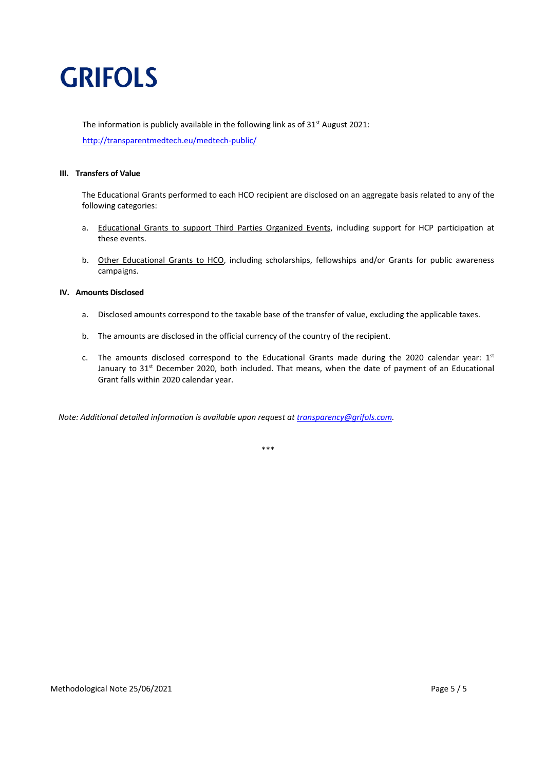The information is publicly available in the following link as of 31st August 2021:

http://transparentmedtech.eu/medtech-public/

### III. Transfers of Value

The Educational Grants performed to each HCO recipient are disclosed on an aggregate basis related to any of the following categories:

a. Educational Grants to support Third Parties Organized Events, including support for HCP participation at these events.

b. Other Educational Grants to HCO, including scholarships, fellowships and/or Grants for public awareness campaigns.

### IV. Amounts Disclosed

a. Disclosed amounts correspond to the taxable base of the transfer of value, excluding the applicable taxes.

b. The amounts are disclosed in the official currency of the country of the recipient.

c. The amounts disclosed correspond to the Educational Grants made during the 2020 calendar year: 1st January to 31st December 2020, both included. That means, when the date of payment of an Educational Grant falls within 2020 calendar year.

*Note: Additional detailed information is available upon request at transparency@grifols.com.*

***